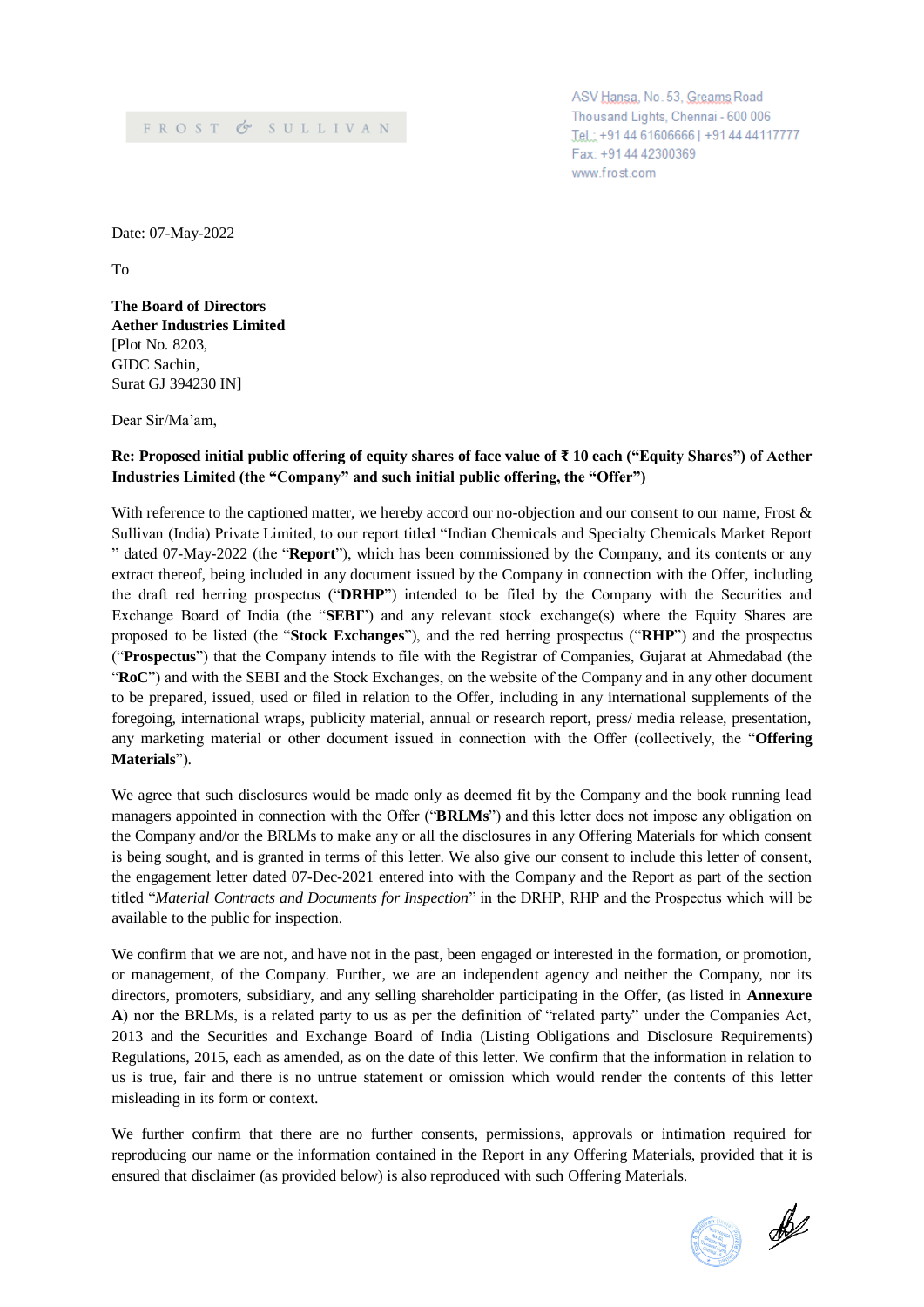FROST & SULLIVAN

ASV Hansa, No. 53, Greams Road
Thousand Lights, Chennai - 600 006
Tel.: +91 44 61606666 | +91 44 44117777
Fax: +91 44 42300369
www.frost.com

Date: 07-May-2022

To

**The Board of Directors**
**Aether Industries Limited**
[Plot No. 8203,
GIDC Sachin,
Surat GJ 394230 IN]

Dear Sir/Ma'am,

**Re: Proposed initial public offering of equity shares of face value of ₹ 10 each ("Equity Shares") of Aether Industries Limited (the "Company" and such initial public offering, the "Offer")**

With reference to the captioned matter, we hereby accord our no-objection and our consent to our name, Frost & Sullivan (India) Private Limited, to our report titled "Indian Chemicals and Specialty Chemicals Market Report " dated 07-May-2022 (the "**Report**"), which has been commissioned by the Company, and its contents or any extract thereof, being included in any document issued by the Company in connection with the Offer, including the draft red herring prospectus ("**DRHP**") intended to be filed by the Company with the Securities and Exchange Board of India (the "**SEBI**") and any relevant stock exchange(s) where the Equity Shares are proposed to be listed (the "**Stock Exchanges**"), and the red herring prospectus ("**RHP**") and the prospectus ("**Prospectus**") that the Company intends to file with the Registrar of Companies, Gujarat at Ahmedabad (the "**RoC**") and with the SEBI and the Stock Exchanges, on the website of the Company and in any other document to be prepared, issued, used or filed in relation to the Offer, including in any international supplements of the foregoing, international wraps, publicity material, annual or research report, press/ media release, presentation, any marketing material or other document issued in connection with the Offer (collectively, the "**Offering Materials**").

We agree that such disclosures would be made only as deemed fit by the Company and the book running lead managers appointed in connection with the Offer ("**BRLMs**") and this letter does not impose any obligation on the Company and/or the BRLMs to make any or all the disclosures in any Offering Materials for which consent is being sought, and is granted in terms of this letter. We also give our consent to include this letter of consent, the engagement letter dated 07-Dec-2021 entered into with the Company and the Report as part of the section titled "*Material Contracts and Documents for Inspection*" in the DRHP, RHP and the Prospectus which will be available to the public for inspection.

We confirm that we are not, and have not in the past, been engaged or interested in the formation, or promotion, or management, of the Company. Further, we are an independent agency and neither the Company, nor its directors, promoters, subsidiary, and any selling shareholder participating in the Offer, (as listed in **Annexure A**) nor the BRLMs, is a related party to us as per the definition of "related party" under the Companies Act, 2013 and the Securities and Exchange Board of India (Listing Obligations and Disclosure Requirements) Regulations, 2015, each as amended, as on the date of this letter. We confirm that the information in relation to us is true, fair and there is no untrue statement or omission which would render the contents of this letter misleading in its form or context.

We further confirm that there are no further consents, permissions, approvals or intimation required for reproducing our name or the information contained in the Report in any Offering Materials, provided that it is ensured that disclaimer (as provided below) is also reproduced with such Offering Materials.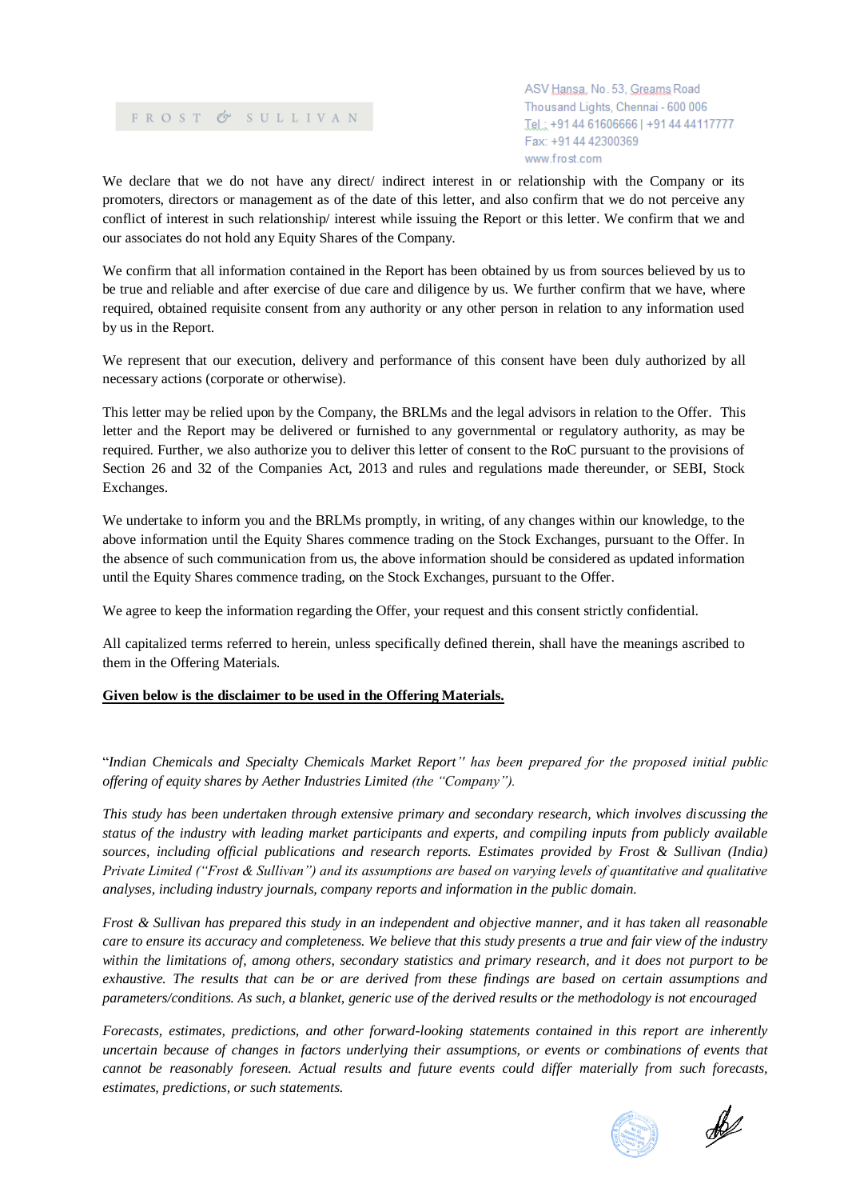FROST & SULLIVAN

ASV Hansa, No. 53, Greams Road
Thousand Lights, Chennai - 600 006
Tel.: +91 44 61606666 | +91 44 44117777
Fax: +91 44 42300369
www.frost.com

We declare that we do not have any direct/ indirect interest in or relationship with the Company or its promoters, directors or management as of the date of this letter, and also confirm that we do not perceive any conflict of interest in such relationship/ interest while issuing the Report or this letter. We confirm that we and our associates do not hold any Equity Shares of the Company.

We confirm that all information contained in the Report has been obtained by us from sources believed by us to be true and reliable and after exercise of due care and diligence by us. We further confirm that we have, where required, obtained requisite consent from any authority or any other person in relation to any information used by us in the Report.

We represent that our execution, delivery and performance of this consent have been duly authorized by all necessary actions (corporate or otherwise).

This letter may be relied upon by the Company, the BRLMs and the legal advisors in relation to the Offer. This letter and the Report may be delivered or furnished to any governmental or regulatory authority, as may be required. Further, we also authorize you to deliver this letter of consent to the RoC pursuant to the provisions of Section 26 and 32 of the Companies Act, 2013 and rules and regulations made thereunder, or SEBI, Stock Exchanges.

We undertake to inform you and the BRLMs promptly, in writing, of any changes within our knowledge, to the above information until the Equity Shares commence trading on the Stock Exchanges, pursuant to the Offer. In the absence of such communication from us, the above information should be considered as updated information until the Equity Shares commence trading, on the Stock Exchanges, pursuant to the Offer.

We agree to keep the information regarding the Offer, your request and this consent strictly confidential.

All capitalized terms referred to herein, unless specifically defined therein, shall have the meanings ascribed to them in the Offering Materials.

**Given below is the disclaimer to be used in the Offering Materials.**

"*Indian Chemicals and Specialty Chemicals Market Report" has been prepared for the proposed initial public offering of equity shares by Aether Industries Limited (the "Company").*

*This study has been undertaken through extensive primary and secondary research, which involves discussing the status of the industry with leading market participants and experts, and compiling inputs from publicly available sources, including official publications and research reports. Estimates provided by Frost & Sullivan (India) Private Limited ("Frost & Sullivan") and its assumptions are based on varying levels of quantitative and qualitative analyses, including industry journals, company reports and information in the public domain.*

*Frost & Sullivan has prepared this study in an independent and objective manner, and it has taken all reasonable care to ensure its accuracy and completeness. We believe that this study presents a true and fair view of the industry within the limitations of, among others, secondary statistics and primary research, and it does not purport to be exhaustive. The results that can be or are derived from these findings are based on certain assumptions and parameters/conditions. As such, a blanket, generic use of the derived results or the methodology is not encouraged*

*Forecasts, estimates, predictions, and other forward-looking statements contained in this report are inherently uncertain because of changes in factors underlying their assumptions, or events or combinations of events that cannot be reasonably foreseen. Actual results and future events could differ materially from such forecasts, estimates, predictions, or such statements.*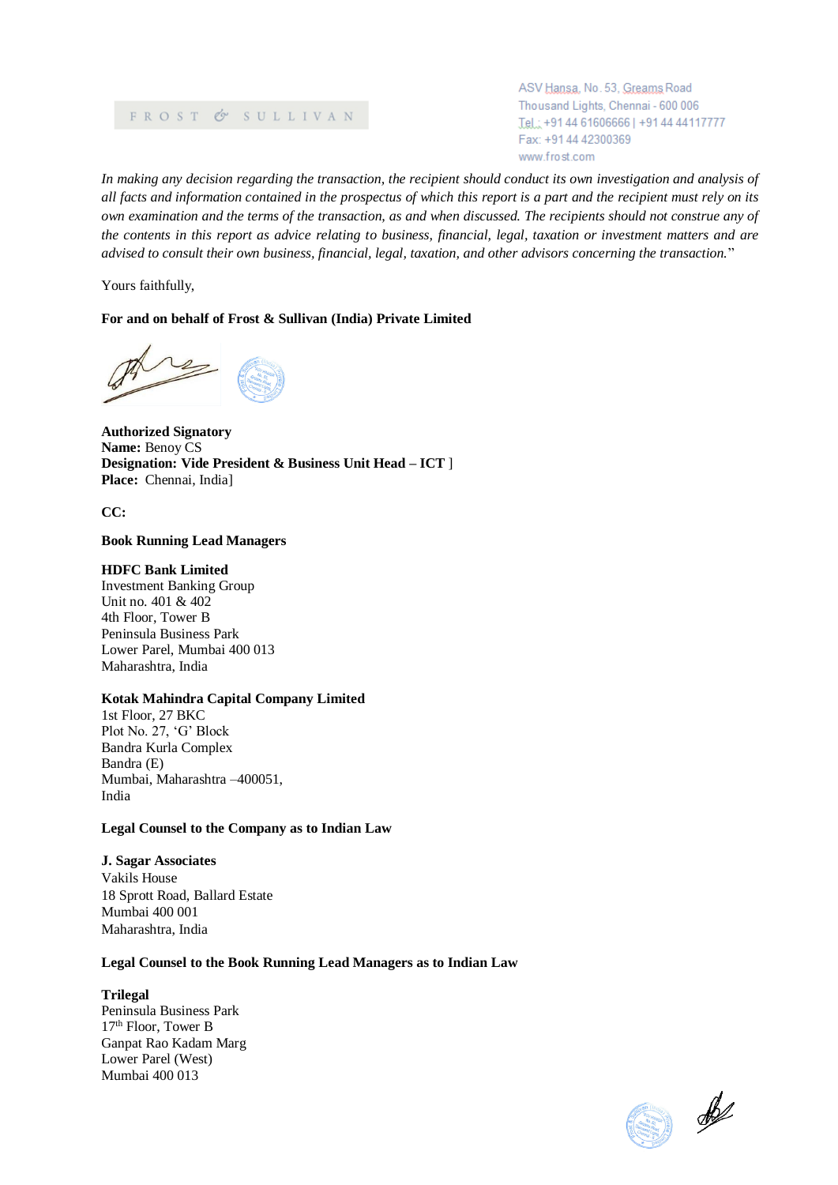FROST & SULLIVAN

ASV Hansa, No. 53, Greams Road
Thousand Lights, Chennai - 600 006
Tel.: +91 44 61606666 | +91 44 44117777
Fax: +91 44 42300369
www.frost.com

*In making any decision regarding the transaction, the recipient should conduct its own investigation and analysis of all facts and information contained in the prospectus of which this report is a part and the recipient must rely on its own examination and the terms of the transaction, as and when discussed. The recipients should not construe any of the contents in this report as advice relating to business, financial, legal, taxation or investment matters and are advised to consult their own business, financial, legal, taxation, and other advisors concerning the transaction.*"

Yours faithfully,

**For and on behalf of Frost & Sullivan (India) Private Limited**

**Authorized Signatory**
**Name:** Benoy CS
**Designation: Vide President & Business Unit Head – ICT** ]
**Place:** Chennai, India]

**CC:**

**Book Running Lead Managers**

**HDFC Bank Limited**
Investment Banking Group
Unit no. 401 & 402
4th Floor, Tower B
Peninsula Business Park
Lower Parel, Mumbai 400 013
Maharashtra, India

**Kotak Mahindra Capital Company Limited**
1st Floor, 27 BKC
Plot No. 27, 'G' Block
Bandra Kurla Complex
Bandra (E)
Mumbai, Maharashtra –400051,
India

**Legal Counsel to the Company as to Indian Law**

**J. Sagar Associates**
Vakils House
18 Sprott Road, Ballard Estate
Mumbai 400 001
Maharashtra, India

**Legal Counsel to the Book Running Lead Managers as to Indian Law**

**Trilegal**
Peninsula Business Park
17th Floor, Tower B
Ganpat Rao Kadam Marg
Lower Parel (West)
Mumbai 400 013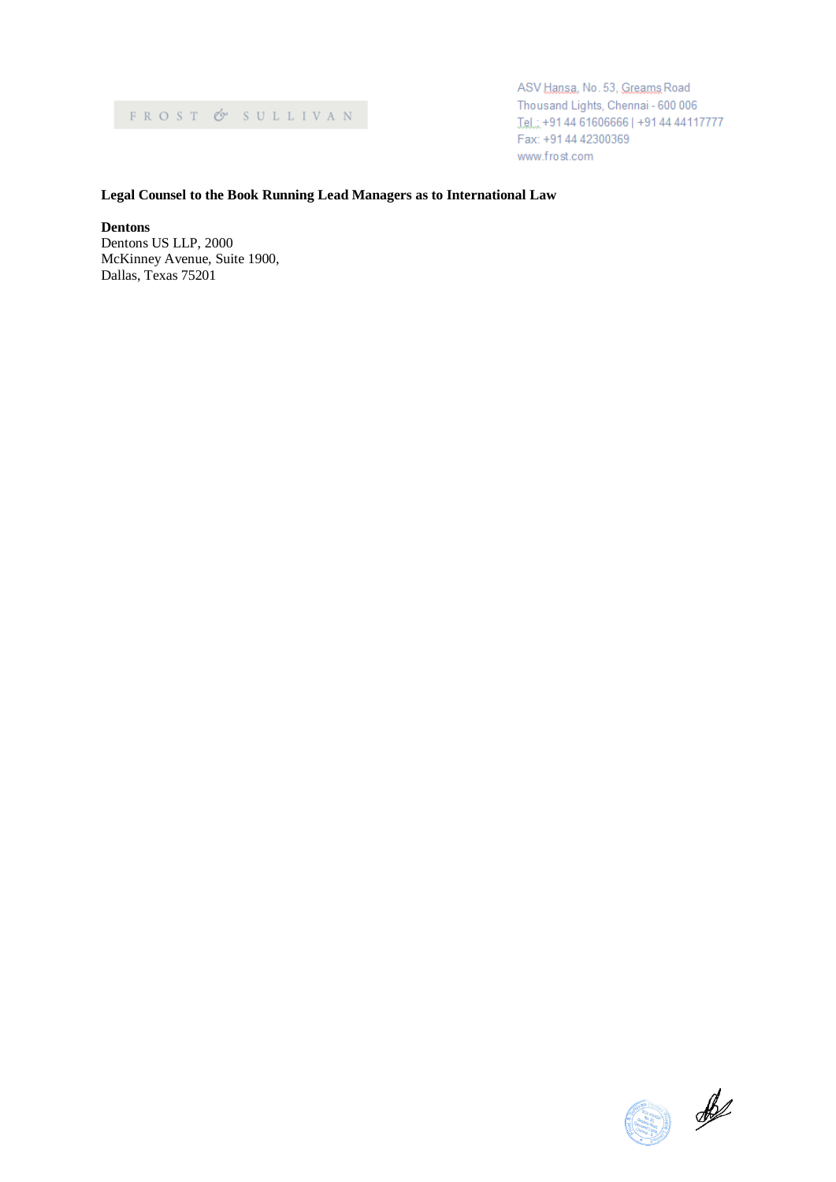**Legal Counsel to the Book Running Lead Managers as to International Law**

**Dentons**
Dentons US LLP, 2000
McKinney Avenue, Suite 1900,
Dallas, Texas 75201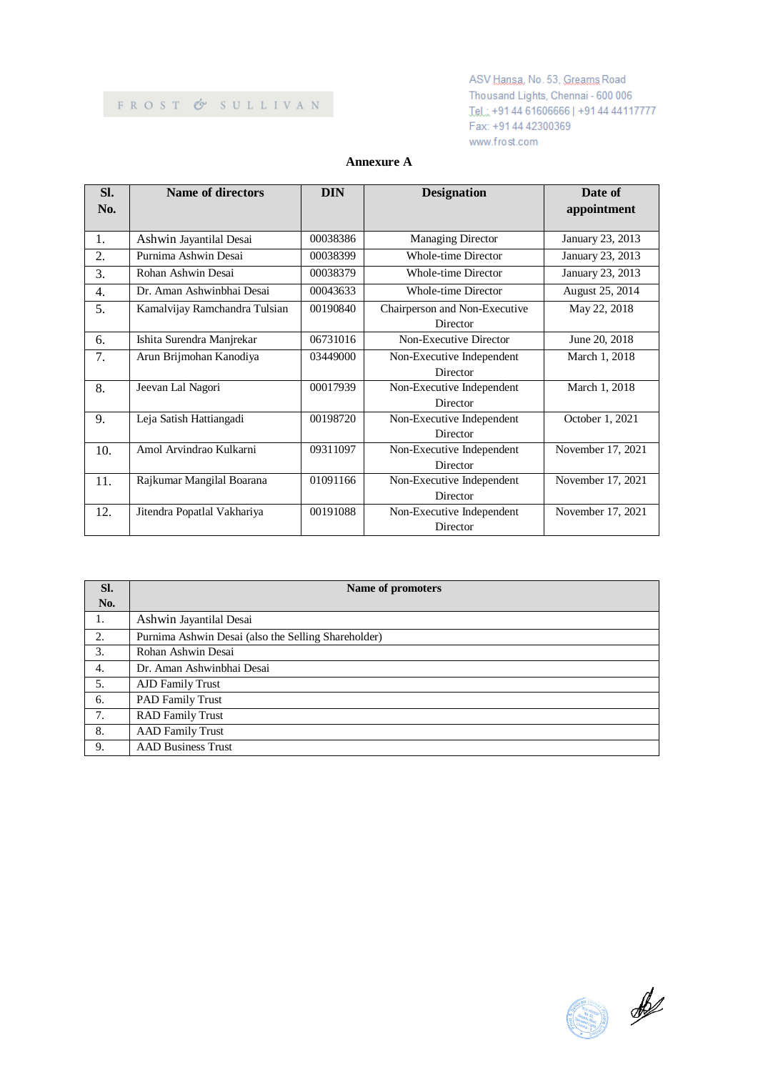FROST & SULLIVAN

ASV Hansa, No. 53, Greams Road
Thousand Lights, Chennai - 600 006
Tel.: +91 44 61606666 | +91 44 44117777
Fax: +91 44 42300369
www.frost.com

## Annexure A

| Sl. No. | Name of directors | DIN | Designation | Date of appointment |
|---|---|---|---|---|
| 1. | Ashwin Jayantilal Desai | 00038386 | Managing Director | January 23, 2013 |
| 2. | Purnima Ashwin Desai | 00038399 | Whole-time Director | January 23, 2013 |
| 3. | Rohan Ashwin Desai | 00038379 | Whole-time Director | January 23, 2013 |
| 4. | Dr. Aman Ashwinbhai Desai | 00043633 | Whole-time Director | August 25, 2014 |
| 5. | Kamalvijay Ramchandra Tulsian | 00190840 | Chairperson and Non-Executive Director | May 22, 2018 |
| 6. | Ishita Surendra Manjrekar | 06731016 | Non-Executive Director | June 20, 2018 |
| 7. | Arun Brijmohan Kanodiya | 03449000 | Non-Executive Independent Director | March 1, 2018 |
| 8. | Jeevan Lal Nagori | 00017939 | Non-Executive Independent Director | March 1, 2018 |
| 9. | Leja Satish Hattiangadi | 00198720 | Non-Executive Independent Director | October 1, 2021 |
| 10. | Amol Arvindrao Kulkarni | 09311097 | Non-Executive Independent Director | November 17, 2021 |
| 11. | Rajkumar Mangilal Boarana | 01091166 | Non-Executive Independent Director | November 17, 2021 |
| 12. | Jitendra Popatlal Vakhariya | 00191088 | Non-Executive Independent Director | November 17, 2021 |

| Sl. No. | Name of promoters |
|---|---|
| 1. | Ashwin Jayantilal Desai |
| 2. | Purnima Ashwin Desai (also the Selling Shareholder) |
| 3. | Rohan Ashwin Desai |
| 4. | Dr. Aman Ashwinbhai Desai |
| 5. | AJD Family Trust |
| 6. | PAD Family Trust |
| 7. | RAD Family Trust |
| 8. | AAD Family Trust |
| 9. | AAD Business Trust |